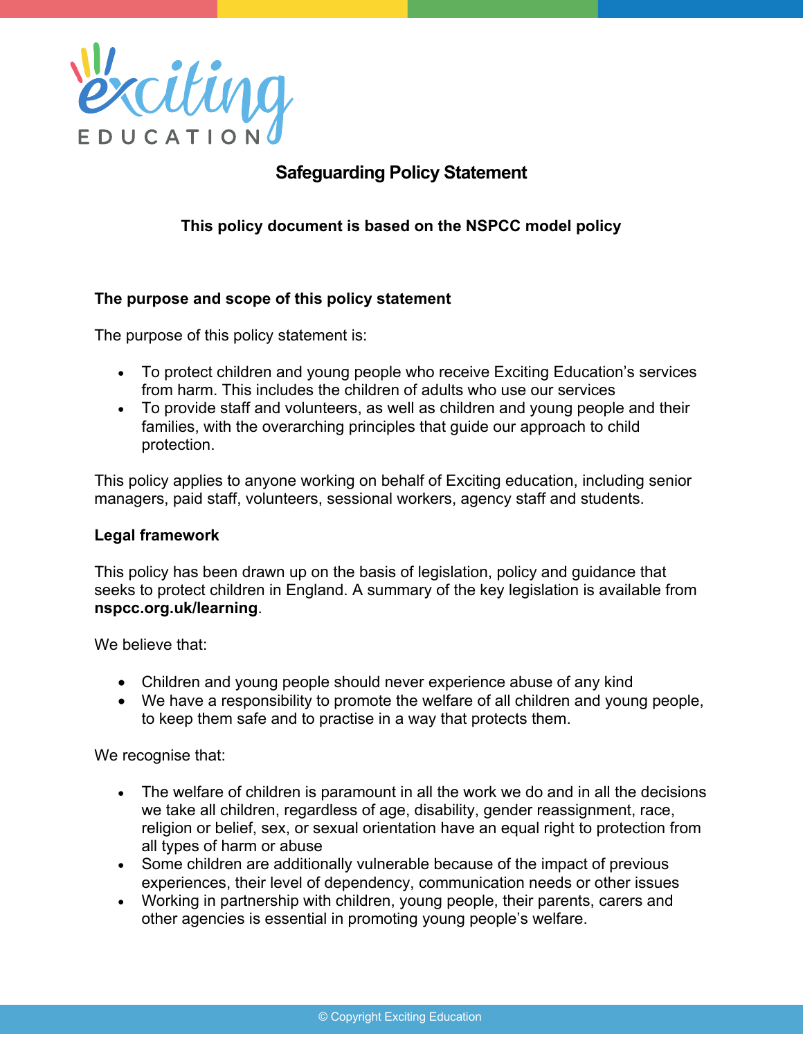# Safeguarding Policy Statement

**This policy document is based on the NSPCC model policy**

## The purpose and scope of this policy statement

The purpose of this policy statement is:

- To protect children and young people who receive Exciting Education's services from harm. This includes the children of adults who use our services
- To provide staff and volunteers, as well as children and young people and their families, with the overarching principles that guide our approach to child protection.

This policy applies to anyone working on behalf of Exciting education, including senior managers, paid staff, volunteers, sessional workers, agency staff and students.

## Legal framework

This policy has been drawn up on the basis of legislation, policy and guidance that seeks to protect children in England. A summary of the key legislation is available from **nspcc.org.uk/learning**.

We believe that:

- Children and young people should never experience abuse of any kind
- We have a responsibility to promote the welfare of all children and young people, to keep them safe and to practise in a way that protects them.

We recognise that:

- The welfare of children is paramount in all the work we do and in all the decisions we take all children, regardless of age, disability, gender reassignment, race, religion or belief, sex, or sexual orientation have an equal right to protection from all types of harm or abuse
- Some children are additionally vulnerable because of the impact of previous experiences, their level of dependency, communication needs or other issues
- Working in partnership with children, young people, their parents, carers and other agencies is essential in promoting young people's welfare.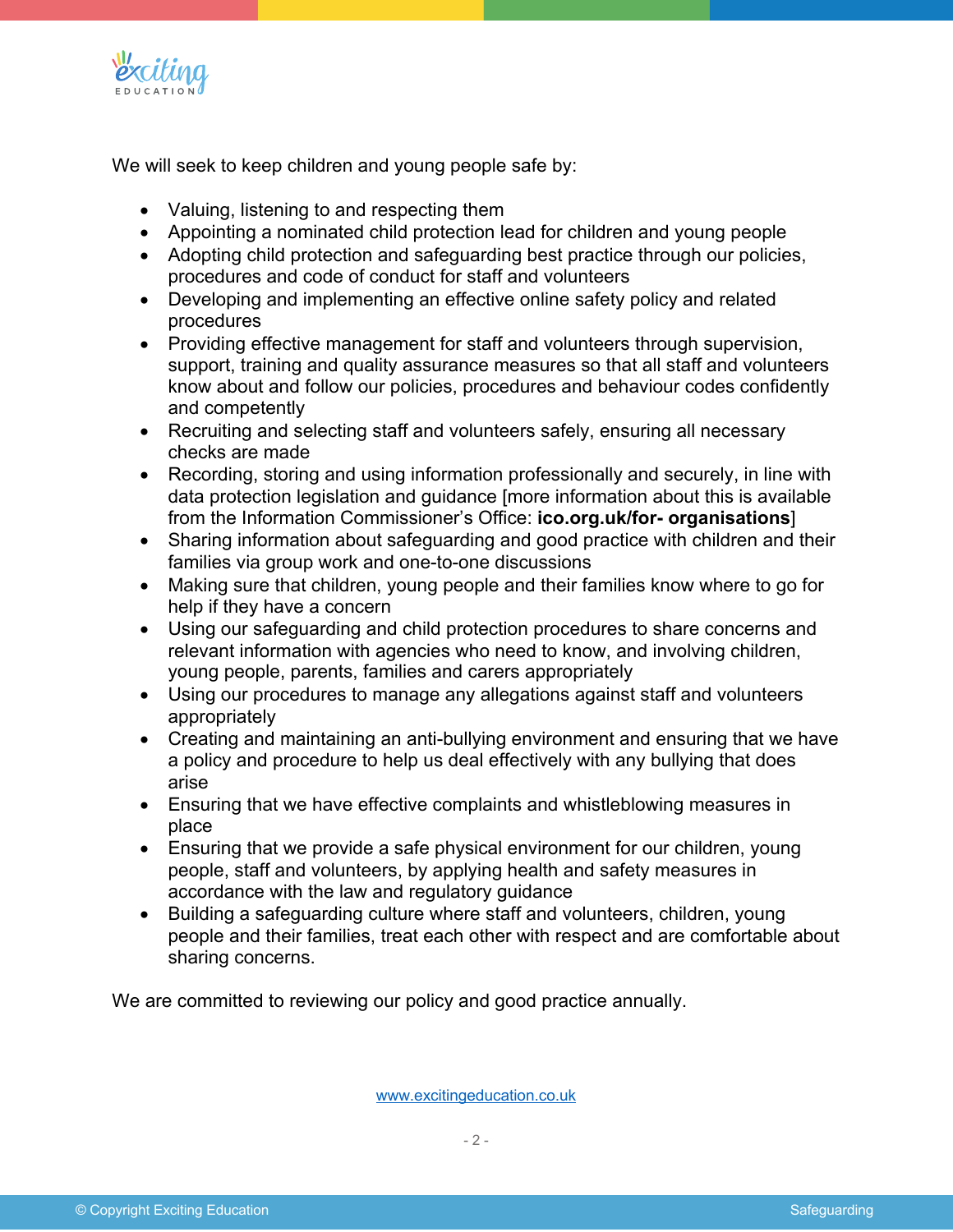We will seek to keep children and young people safe by:

- Valuing, listening to and respecting them
- Appointing a nominated child protection lead for children and young people
- Adopting child protection and safeguarding best practice through our policies, procedures and code of conduct for staff and volunteers
- Developing and implementing an effective online safety policy and related procedures
- Providing effective management for staff and volunteers through supervision, support, training and quality assurance measures so that all staff and volunteers know about and follow our policies, procedures and behaviour codes confidently and competently
- Recruiting and selecting staff and volunteers safely, ensuring all necessary checks are made
- Recording, storing and using information professionally and securely, in line with data protection legislation and guidance [more information about this is available from the Information Commissioner's Office: **ico.org.uk/for- organisations**]
- Sharing information about safeguarding and good practice with children and their families via group work and one-to-one discussions
- Making sure that children, young people and their families know where to go for help if they have a concern
- Using our safeguarding and child protection procedures to share concerns and relevant information with agencies who need to know, and involving children, young people, parents, families and carers appropriately
- Using our procedures to manage any allegations against staff and volunteers appropriately
- Creating and maintaining an anti-bullying environment and ensuring that we have a policy and procedure to help us deal effectively with any bullying that does arise
- Ensuring that we have effective complaints and whistleblowing measures in place
- Ensuring that we provide a safe physical environment for our children, young people, staff and volunteers, by applying health and safety measures in accordance with the law and regulatory guidance
- Building a safeguarding culture where staff and volunteers, children, young people and their families, treat each other with respect and are comfortable about sharing concerns.

We are committed to reviewing our policy and good practice annually.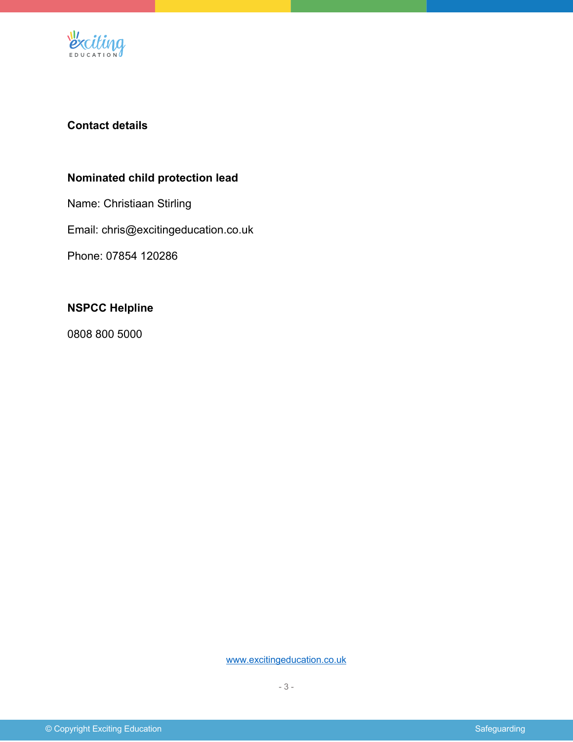## Contact details

### Nominated child protection lead

Name: Christiaan Stirling

Email: chris@excitingeducation.co.uk

Phone: 07854 120286

### NSPCC Helpline

0808 800 5000